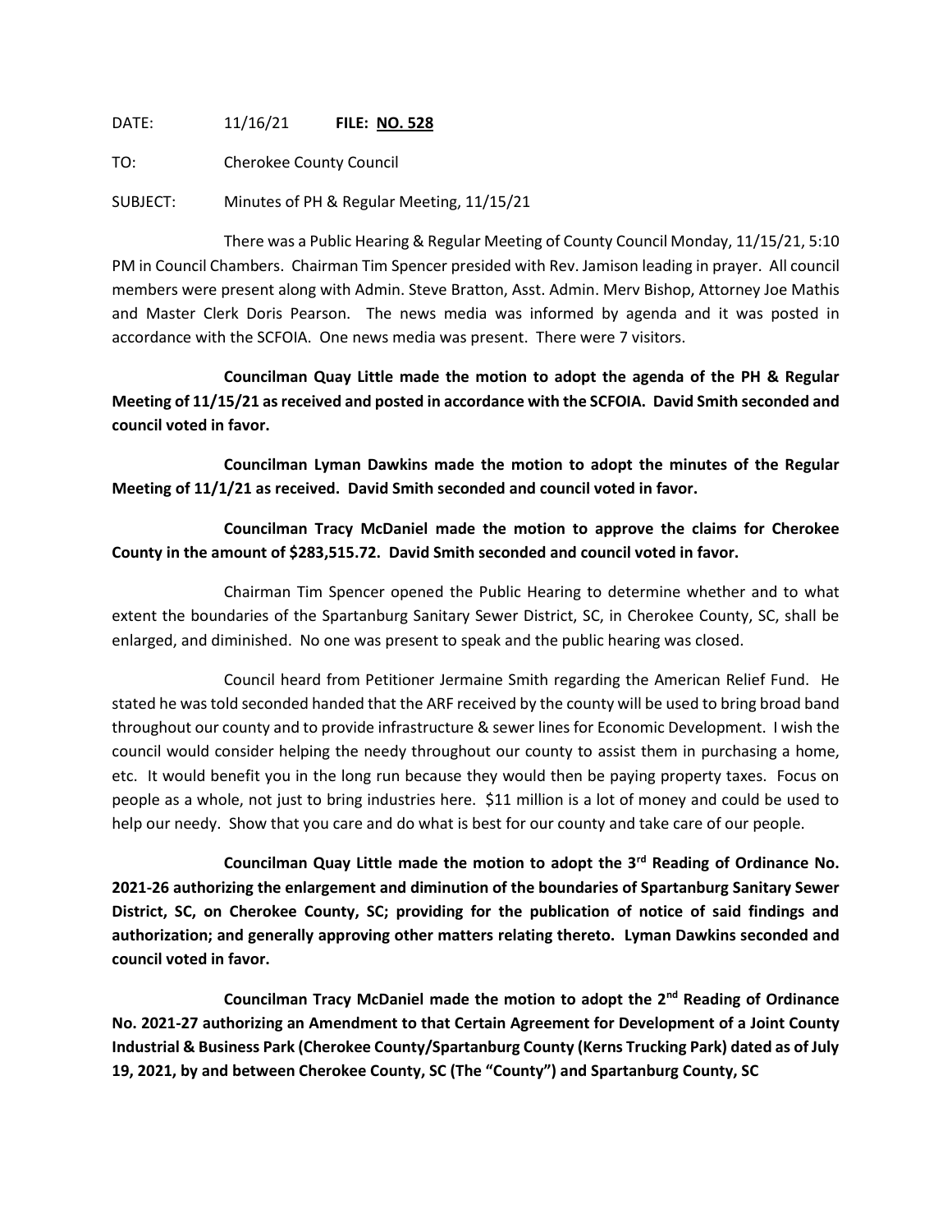DATE: 11/16/21 **FILE: NO. 528**

TO: Cherokee County Council

SUBJECT: Minutes of PH & Regular Meeting, 11/15/21

There was a Public Hearing & Regular Meeting of County Council Monday, 11/15/21, 5:10 PM in Council Chambers. Chairman Tim Spencer presided with Rev. Jamison leading in prayer. All council members were present along with Admin. Steve Bratton, Asst. Admin. Merv Bishop, Attorney Joe Mathis and Master Clerk Doris Pearson. The news media was informed by agenda and it was posted in accordance with the SCFOIA. One news media was present. There were 7 visitors.

**Councilman Quay Little made the motion to adopt the agenda of the PH & Regular Meeting of 11/15/21 as received and posted in accordance with the SCFOIA. David Smith seconded and council voted in favor.**

**Councilman Lyman Dawkins made the motion to adopt the minutes of the Regular Meeting of 11/1/21 as received. David Smith seconded and council voted in favor.**

**Councilman Tracy McDaniel made the motion to approve the claims for Cherokee County in the amount of $283,515.72. David Smith seconded and council voted in favor.**

Chairman Tim Spencer opened the Public Hearing to determine whether and to what extent the boundaries of the Spartanburg Sanitary Sewer District, SC, in Cherokee County, SC, shall be enlarged, and diminished. No one was present to speak and the public hearing was closed.

Council heard from Petitioner Jermaine Smith regarding the American Relief Fund. He stated he was told seconded handed that the ARF received by the county will be used to bring broad band throughout our county and to provide infrastructure & sewer lines for Economic Development. I wish the council would consider helping the needy throughout our county to assist them in purchasing a home, etc. It would benefit you in the long run because they would then be paying property taxes. Focus on people as a whole, not just to bring industries here. $11 million is a lot of money and could be used to help our needy. Show that you care and do what is best for our county and take care of our people.

**Councilman Quay Little made the motion to adopt the 3rd Reading of Ordinance No. 2021-26 authorizing the enlargement and diminution of the boundaries of Spartanburg Sanitary Sewer District, SC, on Cherokee County, SC; providing for the publication of notice of said findings and authorization; and generally approving other matters relating thereto. Lyman Dawkins seconded and council voted in favor.**

**Councilman Tracy McDaniel made the motion to adopt the 2nd Reading of Ordinance No. 2021-27 authorizing an Amendment to that Certain Agreement for Development of a Joint County Industrial & Business Park (Cherokee County/Spartanburg County (Kerns Trucking Park) dated as of July 19, 2021, by and between Cherokee County, SC (The "County") and Spartanburg County, SC**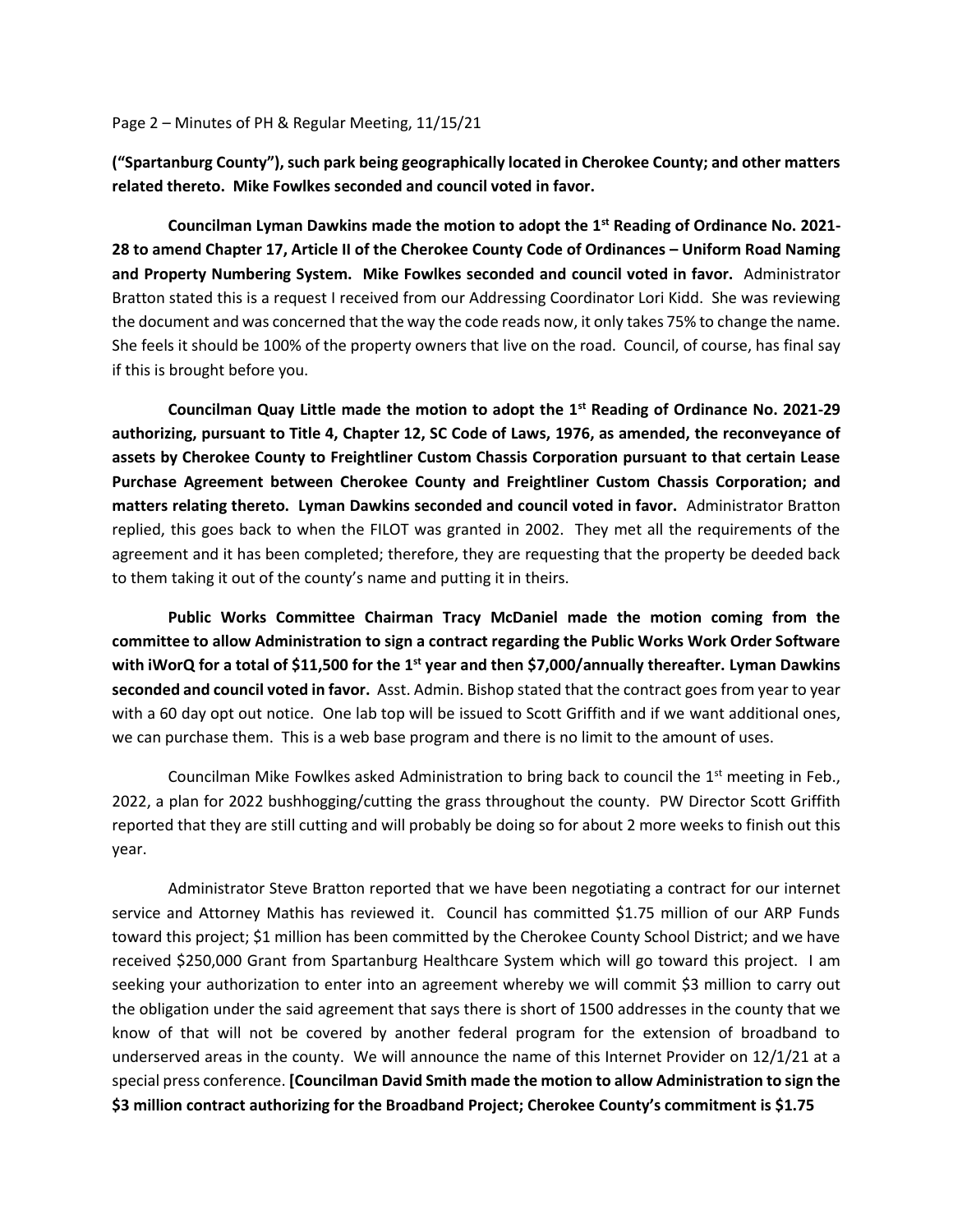**("Spartanburg County"), such park being geographically located in Cherokee County; and other matters related thereto. Mike Fowlkes seconded and council voted in favor.**

**Councilman Lyman Dawkins made the motion to adopt the 1st Reading of Ordinance No. 2021-28 to amend Chapter 17, Article II of the Cherokee County Code of Ordinances – Uniform Road Naming and Property Numbering System. Mike Fowlkes seconded and council voted in favor.** Administrator Bratton stated this is a request I received from our Addressing Coordinator Lori Kidd. She was reviewing the document and was concerned that the way the code reads now, it only takes 75% to change the name. She feels it should be 100% of the property owners that live on the road. Council, of course, has final say if this is brought before you.

**Councilman Quay Little made the motion to adopt the 1st Reading of Ordinance No. 2021-29 authorizing, pursuant to Title 4, Chapter 12, SC Code of Laws, 1976, as amended, the reconveyance of assets by Cherokee County to Freightliner Custom Chassis Corporation pursuant to that certain Lease Purchase Agreement between Cherokee County and Freightliner Custom Chassis Corporation; and matters relating thereto. Lyman Dawkins seconded and council voted in favor.** Administrator Bratton replied, this goes back to when the FILOT was granted in 2002. They met all the requirements of the agreement and it has been completed; therefore, they are requesting that the property be deeded back to them taking it out of the county's name and putting it in theirs.

**Public Works Committee Chairman Tracy McDaniel made the motion coming from the committee to allow Administration to sign a contract regarding the Public Works Work Order Software with iWorQ for a total of $11,500 for the 1st year and then $7,000/annually thereafter. Lyman Dawkins seconded and council voted in favor.** Asst. Admin. Bishop stated that the contract goes from year to year with a 60 day opt out notice. One lab top will be issued to Scott Griffith and if we want additional ones, we can purchase them. This is a web base program and there is no limit to the amount of uses.

Councilman Mike Fowlkes asked Administration to bring back to council the 1st meeting in Feb., 2022, a plan for 2022 bushhogging/cutting the grass throughout the county. PW Director Scott Griffith reported that they are still cutting and will probably be doing so for about 2 more weeks to finish out this year.

Administrator Steve Bratton reported that we have been negotiating a contract for our internet service and Attorney Mathis has reviewed it. Council has committed $1.75 million of our ARP Funds toward this project; $1 million has been committed by the Cherokee County School District; and we have received $250,000 Grant from Spartanburg Healthcare System which will go toward this project. I am seeking your authorization to enter into an agreement whereby we will commit $3 million to carry out the obligation under the said agreement that says there is short of 1500 addresses in the county that we know of that will not be covered by another federal program for the extension of broadband to underserved areas in the county. We will announce the name of this Internet Provider on 12/1/21 at a special press conference. **[Councilman David Smith made the motion to allow Administration to sign the $3 million contract authorizing for the Broadband Project; Cherokee County's commitment is $1.75**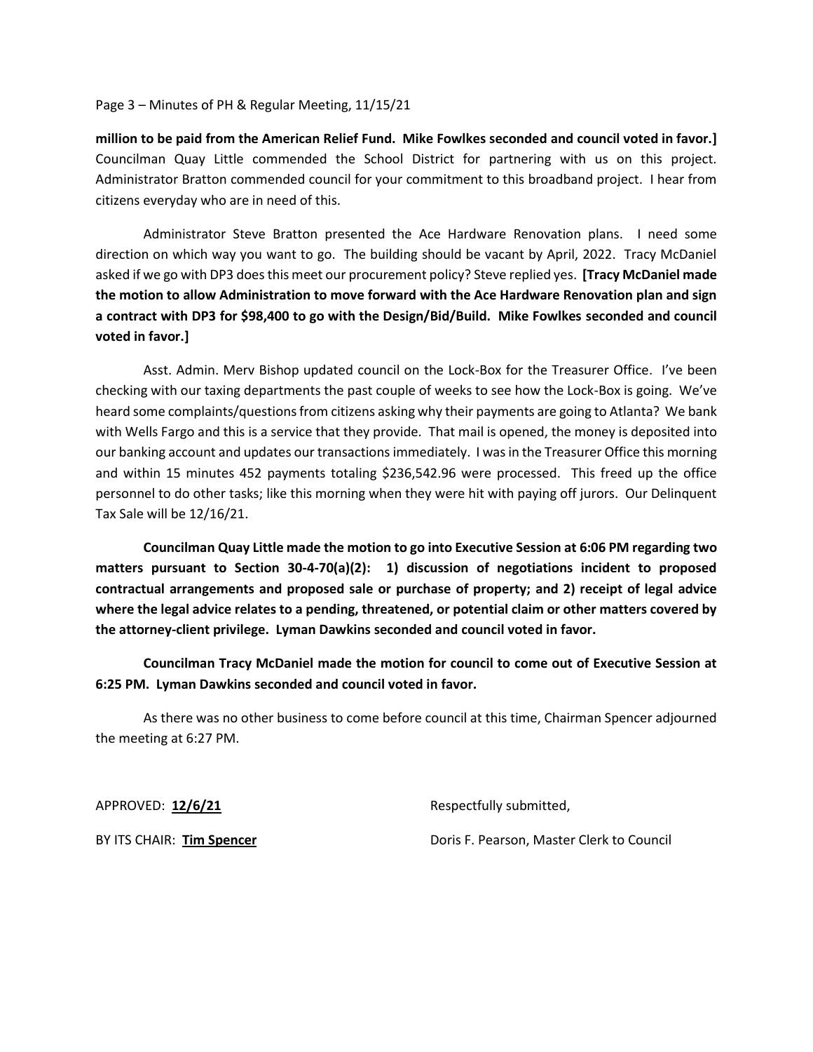**million to be paid from the American Relief Fund. Mike Fowlkes seconded and council voted in favor.]** Councilman Quay Little commended the School District for partnering with us on this project. Administrator Bratton commended council for your commitment to this broadband project. I hear from citizens everyday who are in need of this.

Administrator Steve Bratton presented the Ace Hardware Renovation plans. I need some direction on which way you want to go. The building should be vacant by April, 2022. Tracy McDaniel asked if we go with DP3 does this meet our procurement policy? Steve replied yes. **[Tracy McDaniel made the motion to allow Administration to move forward with the Ace Hardware Renovation plan and sign a contract with DP3 for $98,400 to go with the Design/Bid/Build. Mike Fowlkes seconded and council voted in favor.]**

Asst. Admin. Merv Bishop updated council on the Lock-Box for the Treasurer Office. I've been checking with our taxing departments the past couple of weeks to see how the Lock-Box is going. We've heard some complaints/questions from citizens asking why their payments are going to Atlanta? We bank with Wells Fargo and this is a service that they provide. That mail is opened, the money is deposited into our banking account and updates our transactions immediately. I was in the Treasurer Office this morning and within 15 minutes 452 payments totaling $236,542.96 were processed. This freed up the office personnel to do other tasks; like this morning when they were hit with paying off jurors. Our Delinquent Tax Sale will be 12/16/21.

**Councilman Quay Little made the motion to go into Executive Session at 6:06 PM regarding two matters pursuant to Section 30-4-70(a)(2): 1) discussion of negotiations incident to proposed contractual arrangements and proposed sale or purchase of property; and 2) receipt of legal advice where the legal advice relates to a pending, threatened, or potential claim or other matters covered by the attorney-client privilege. Lyman Dawkins seconded and council voted in favor.**

**Councilman Tracy McDaniel made the motion for council to come out of Executive Session at 6:25 PM. Lyman Dawkins seconded and council voted in favor.**

As there was no other business to come before council at this time, Chairman Spencer adjourned the meeting at 6:27 PM.

APPROVED: **12/6/21**

BY ITS CHAIR: **Tim Spencer**

Respectfully submitted,

Doris F. Pearson, Master Clerk to Council